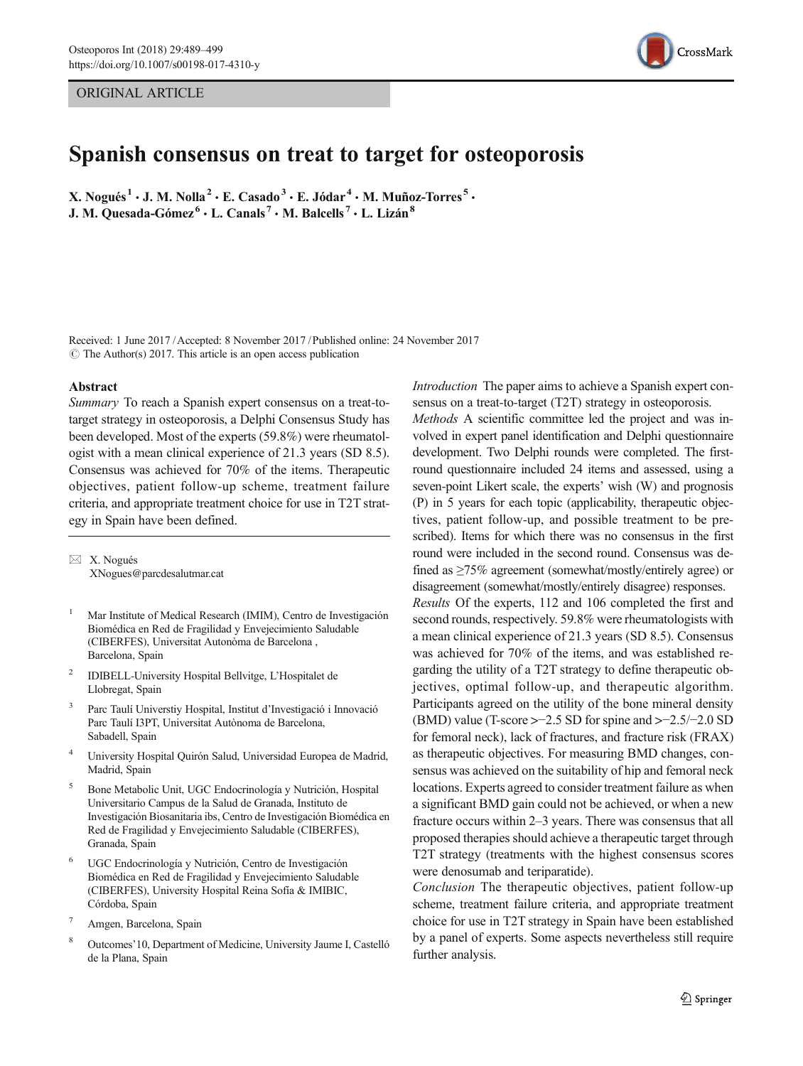ORIGINAL ARTICLE

# Spanish consensus on treat to target for osteoporosis

X. Nogués[1] · J. M. Nolla[2] · E. Casado[3] · E. Jódar[4] · M. Muñoz-Torres[5] · J. M. Quesada-Gómez[6] · L. Canals[7] · M. Balcells[7] · L. Lizán[8]

Received: 1 June 2017 / Accepted: 8 November 2017 / Published online: 24 November 2017
© The Author(s) 2017. This article is an open access publication

## Abstract

*Summary* To reach a Spanish expert consensus on a treat-to-target strategy in osteoporosis, a Delphi Consensus Study has been developed. Most of the experts (59.8%) were rheumatologist with a mean clinical experience of 21.3 years (SD 8.5). Consensus was achieved for 70% of the items. Therapeutic objectives, patient follow-up scheme, treatment failure criteria, and appropriate treatment choice for use in T2T strategy in Spain have been defined.

*Introduction* The paper aims to achieve a Spanish expert consensus on a treat-to-target (T2T) strategy in osteoporosis.

*Methods* A scientific committee led the project and was involved in expert panel identification and Delphi questionnaire development. Two Delphi rounds were completed. The first-round questionnaire included 24 items and assessed, using a seven-point Likert scale, the experts' wish (W) and prognosis (P) in 5 years for each topic (applicability, therapeutic objectives, patient follow-up, and possible treatment to be prescribed). Items for which there was no consensus in the first round were included in the second round. Consensus was defined as ≥75% agreement (somewhat/mostly/entirely agree) or disagreement (somewhat/mostly/entirely disagree) responses.

*Results* Of the experts, 112 and 106 completed the first and second rounds, respectively. 59.8% were rheumatologists with a mean clinical experience of 21.3 years (SD 8.5). Consensus was achieved for 70% of the items, and was established regarding the utility of a T2T strategy to define therapeutic objectives, optimal follow-up, and therapeutic algorithm. Participants agreed on the utility of the bone mineral density (BMD) value (T-score >−2.5 SD for spine and >−2.5/−2.0 SD for femoral neck), lack of fractures, and fracture risk (FRAX) as therapeutic objectives. For measuring BMD changes, consensus was achieved on the suitability of hip and femoral neck locations. Experts agreed to consider treatment failure as when a significant BMD gain could not be achieved, or when a new fracture occurs within 2–3 years. There was consensus that all proposed therapies should achieve a therapeutic target through T2T strategy (treatments with the highest consensus scores were denosumab and teriparatide).

*Conclusion* The therapeutic objectives, patient follow-up scheme, treatment failure criteria, and appropriate treatment choice for use in T2T strategy in Spain have been established by a panel of experts. Some aspects nevertheless still require further analysis.

✉ X. Nogués
XNogues@parcdesalutmar.cat

1 Mar Institute of Medical Research (IMIM), Centro de Investigación Biomédica en Red de Fragilidad y Envejecimiento Saludable (CIBERFES), Universitat Autònoma de Barcelona , Barcelona, Spain

2 IDIBELL-University Hospital Bellvitge, L'Hospitalet de Llobregat, Spain

3 Parc Taulí Universtiy Hospital, Institut d'Investigació i Innovació Parc Taulí I3PT, Universitat Autònoma de Barcelona, Sabadell, Spain

4 University Hospital Quirón Salud, Universidad Europea de Madrid, Madrid, Spain

5 Bone Metabolic Unit, UGC Endocrinología y Nutrición, Hospital Universitario Campus de la Salud de Granada, Instituto de Investigación Biosanitaria ibs, Centro de Investigación Biomédica en Red de Fragilidad y Envejecimiento Saludable (CIBERFES), Granada, Spain

6 UGC Endocrinología y Nutrición, Centro de Investigación Biomédica en Red de Fragilidad y Envejecimiento Saludable (CIBERFES), University Hospital Reina Sofía & IMIBIC, Córdoba, Spain

7 Amgen, Barcelona, Spain

8 Outcomes'10, Department of Medicine, University Jaume I, Castelló de la Plana, Spain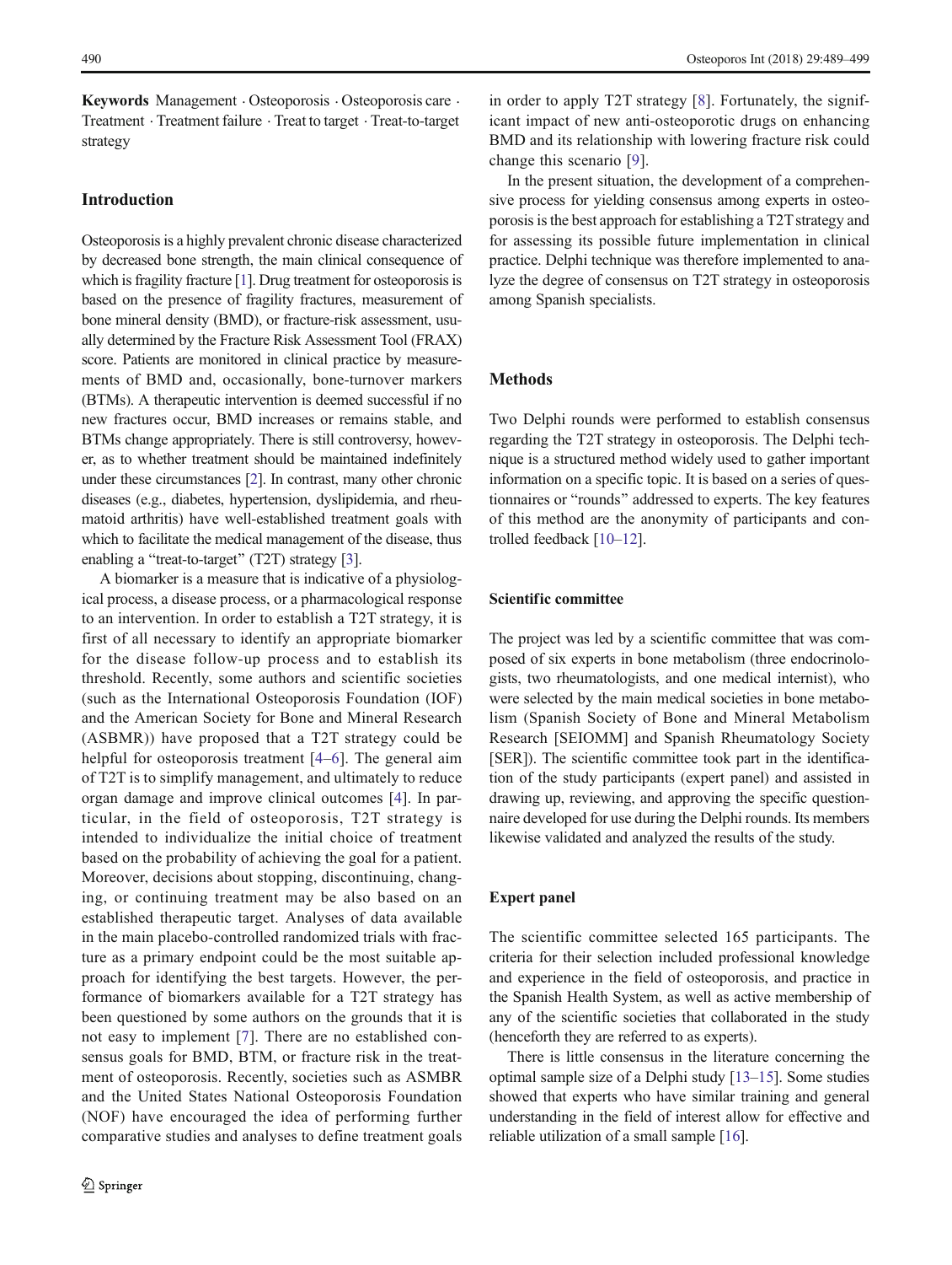**Keywords** Management · Osteoporosis · Osteoporosis care · Treatment · Treatment failure · Treat to target · Treat-to-target strategy

## Introduction

Osteoporosis is a highly prevalent chronic disease characterized by decreased bone strength, the main clinical consequence of which is fragility fracture [1]. Drug treatment for osteoporosis is based on the presence of fragility fractures, measurement of bone mineral density (BMD), or fracture-risk assessment, usually determined by the Fracture Risk Assessment Tool (FRAX) score. Patients are monitored in clinical practice by measurements of BMD and, occasionally, bone-turnover markers (BTMs). A therapeutic intervention is deemed successful if no new fractures occur, BMD increases or remains stable, and BTMs change appropriately. There is still controversy, however, as to whether treatment should be maintained indefinitely under these circumstances [2]. In contrast, many other chronic diseases (e.g., diabetes, hypertension, dyslipidemia, and rheumatoid arthritis) have well-established treatment goals with which to facilitate the medical management of the disease, thus enabling a "treat-to-target" (T2T) strategy [3].

A biomarker is a measure that is indicative of a physiological process, a disease process, or a pharmacological response to an intervention. In order to establish a T2T strategy, it is first of all necessary to identify an appropriate biomarker for the disease follow-up process and to establish its threshold. Recently, some authors and scientific societies (such as the International Osteoporosis Foundation (IOF) and the American Society for Bone and Mineral Research (ASBMR)) have proposed that a T2T strategy could be helpful for osteoporosis treatment [4–6]. The general aim of T2T is to simplify management, and ultimately to reduce organ damage and improve clinical outcomes [4]. In particular, in the field of osteoporosis, T2T strategy is intended to individualize the initial choice of treatment based on the probability of achieving the goal for a patient. Moreover, decisions about stopping, discontinuing, changing, or continuing treatment may be also based on an established therapeutic target. Analyses of data available in the main placebo-controlled randomized trials with fracture as a primary endpoint could be the most suitable approach for identifying the best targets. However, the performance of biomarkers available for a T2T strategy has been questioned by some authors on the grounds that it is not easy to implement [7]. There are no established consensus goals for BMD, BTM, or fracture risk in the treatment of osteoporosis. Recently, societies such as ASMBR and the United States National Osteoporosis Foundation (NOF) have encouraged the idea of performing further comparative studies and analyses to define treatment goals in order to apply T2T strategy [8]. Fortunately, the significant impact of new anti-osteoporotic drugs on enhancing BMD and its relationship with lowering fracture risk could change this scenario [9].

In the present situation, the development of a comprehensive process for yielding consensus among experts in osteoporosis is the best approach for establishing a T2T strategy and for assessing its possible future implementation in clinical practice. Delphi technique was therefore implemented to analyze the degree of consensus on T2T strategy in osteoporosis among Spanish specialists.

## Methods

Two Delphi rounds were performed to establish consensus regarding the T2T strategy in osteoporosis. The Delphi technique is a structured method widely used to gather important information on a specific topic. It is based on a series of questionnaires or "rounds" addressed to experts. The key features of this method are the anonymity of participants and controlled feedback [10–12].

### Scientific committee

The project was led by a scientific committee that was composed of six experts in bone metabolism (three endocrinologists, two rheumatologists, and one medical internist), who were selected by the main medical societies in bone metabolism (Spanish Society of Bone and Mineral Metabolism Research [SEIOMM] and Spanish Rheumatology Society [SER]). The scientific committee took part in the identification of the study participants (expert panel) and assisted in drawing up, reviewing, and approving the specific questionnaire developed for use during the Delphi rounds. Its members likewise validated and analyzed the results of the study.

### Expert panel

The scientific committee selected 165 participants. The criteria for their selection included professional knowledge and experience in the field of osteoporosis, and practice in the Spanish Health System, as well as active membership of any of the scientific societies that collaborated in the study (henceforth they are referred to as experts).

There is little consensus in the literature concerning the optimal sample size of a Delphi study [13–15]. Some studies showed that experts who have similar training and general understanding in the field of interest allow for effective and reliable utilization of a small sample [16].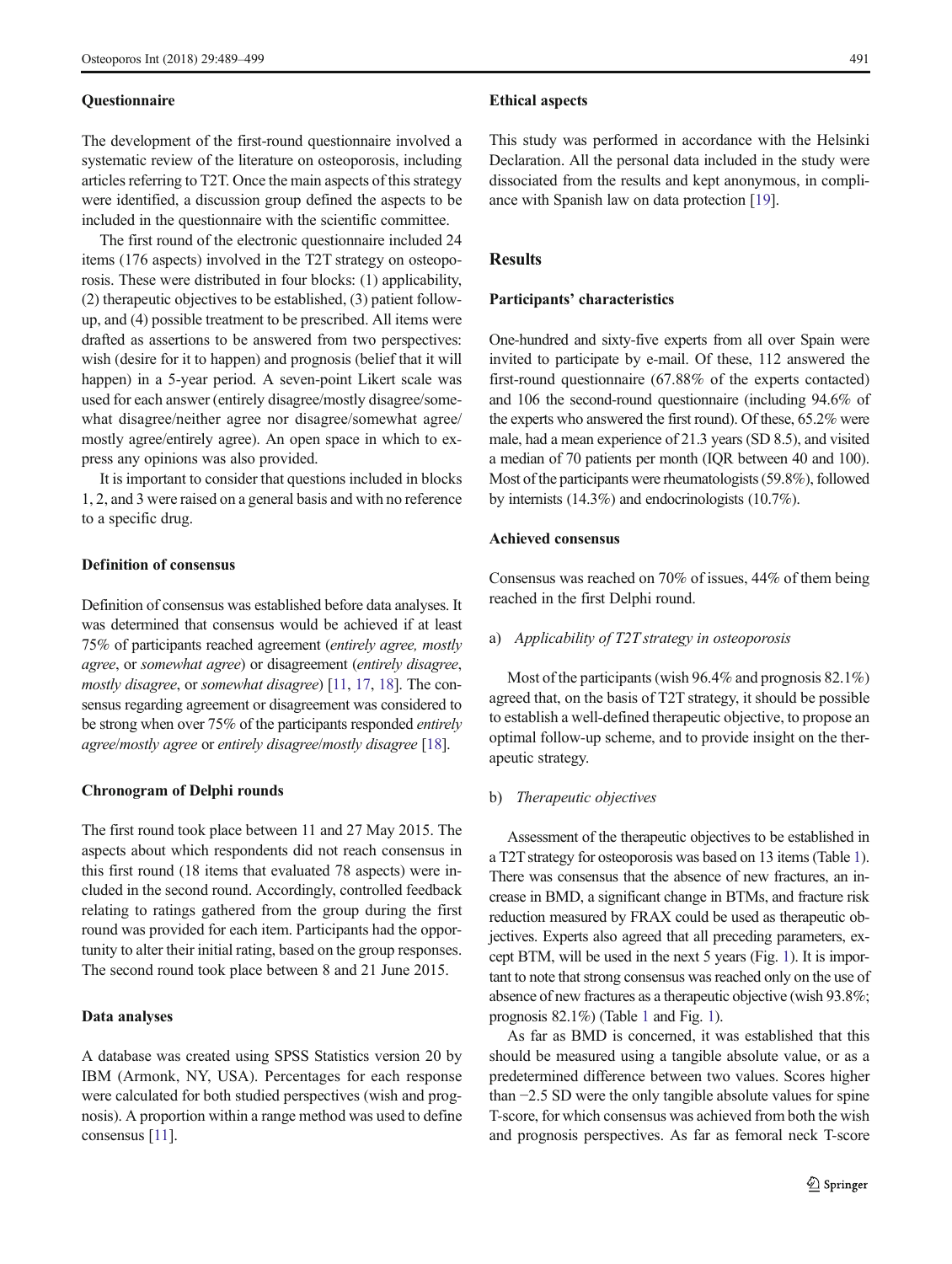### Questionnaire

The development of the first-round questionnaire involved a systematic review of the literature on osteoporosis, including articles referring to T2T. Once the main aspects of this strategy were identified, a discussion group defined the aspects to be included in the questionnaire with the scientific committee.

The first round of the electronic questionnaire included 24 items (176 aspects) involved in the T2T strategy on osteoporosis. These were distributed in four blocks: (1) applicability, (2) therapeutic objectives to be established, (3) patient follow-up, and (4) possible treatment to be prescribed. All items were drafted as assertions to be answered from two perspectives: wish (desire for it to happen) and prognosis (belief that it will happen) in a 5-year period. A seven-point Likert scale was used for each answer (entirely disagree/mostly disagree/somewhat disagree/neither agree nor disagree/somewhat agree/mostly agree/entirely agree). An open space in which to express any opinions was also provided.

It is important to consider that questions included in blocks 1, 2, and 3 were raised on a general basis and with no reference to a specific drug.

### Definition of consensus

Definition of consensus was established before data analyses. It was determined that consensus would be achieved if at least 75% of participants reached agreement (*entirely agree, mostly agree*, or *somewhat agree*) or disagreement (*entirely disagree*, *mostly disagree*, or *somewhat disagree*) [11, 17, 18]. The consensus regarding agreement or disagreement was considered to be strong when over 75% of the participants responded *entirely agree*/*mostly agree* or *entirely disagree*/*mostly disagree* [18].

### Chronogram of Delphi rounds

The first round took place between 11 and 27 May 2015. The aspects about which respondents did not reach consensus in this first round (18 items that evaluated 78 aspects) were included in the second round. Accordingly, controlled feedback relating to ratings gathered from the group during the first round was provided for each item. Participants had the opportunity to alter their initial rating, based on the group responses. The second round took place between 8 and 21 June 2015.

### Data analyses

A database was created using SPSS Statistics version 20 by IBM (Armonk, NY, USA). Percentages for each response were calculated for both studied perspectives (wish and prognosis). A proportion within a range method was used to define consensus [11].

### Ethical aspects

This study was performed in accordance with the Helsinki Declaration. All the personal data included in the study were dissociated from the results and kept anonymous, in compliance with Spanish law on data protection [19].

## Results

### Participants' characteristics

One-hundred and sixty-five experts from all over Spain were invited to participate by e-mail. Of these, 112 answered the first-round questionnaire (67.88% of the experts contacted) and 106 the second-round questionnaire (including 94.6% of the experts who answered the first round). Of these, 65.2% were male, had a mean experience of 21.3 years (SD 8.5), and visited a median of 70 patients per month (IQR between 40 and 100). Most of the participants were rheumatologists (59.8%), followed by internists (14.3%) and endocrinologists (10.7%).

### Achieved consensus

Consensus was reached on 70% of issues, 44% of them being reached in the first Delphi round.

a) *Applicability of T2T strategy in osteoporosis*

Most of the participants (wish 96.4% and prognosis 82.1%) agreed that, on the basis of T2T strategy, it should be possible to establish a well-defined therapeutic objective, to propose an optimal follow-up scheme, and to provide insight on the therapeutic strategy.

b) *Therapeutic objectives*

Assessment of the therapeutic objectives to be established in a T2T strategy for osteoporosis was based on 13 items (Table 1). There was consensus that the absence of new fractures, an increase in BMD, a significant change in BTMs, and fracture risk reduction measured by FRAX could be used as therapeutic objectives. Experts also agreed that all preceding parameters, except BTM, will be used in the next 5 years (Fig. 1). It is important to note that strong consensus was reached only on the use of absence of new fractures as a therapeutic objective (wish 93.8%; prognosis 82.1%) (Table 1 and Fig. 1).

As far as BMD is concerned, it was established that this should be measured using a tangible absolute value, or as a predetermined difference between two values. Scores higher than −2.5 SD were the only tangible absolute values for spine T-score, for which consensus was achieved from both the wish and prognosis perspectives. As far as femoral neck T-score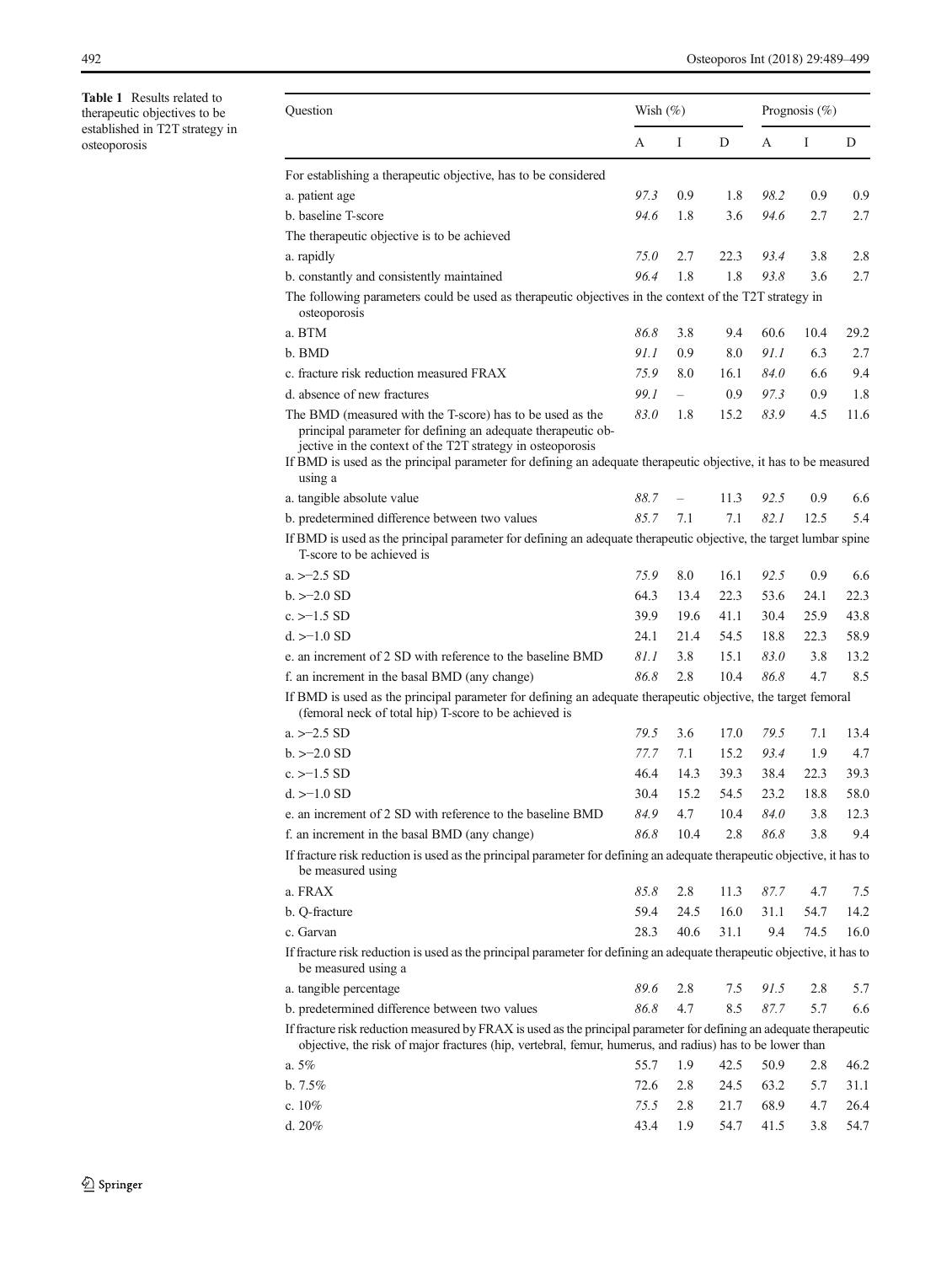**Table 1** Results related to therapeutic objectives to be established in T2T strategy in osteoporosis

| Question | Wish (%) | | | Prognosis (%) | | |
|---|---|---|---|---|---|---|
| | A | I | D | A | I | D |
| For establishing a therapeutic objective, has to be considered | | | | | | |
| a. patient age | *97.3* | 0.9 | 1.8 | *98.2* | 0.9 | 0.9 |
| b. baseline T-score | *94.6* | 1.8 | 3.6 | *94.6* | 2.7 | 2.7 |
| The therapeutic objective is to be achieved | | | | | | |
| a. rapidly | *75.0* | 2.7 | 22.3 | *93.4* | 3.8 | 2.8 |
| b. constantly and consistently maintained | *96.4* | 1.8 | 1.8 | *93.8* | 3.6 | 2.7 |
| The following parameters could be used as therapeutic objectives in the context of the T2T strategy in osteoporosis | | | | | | |
| a. BTM | *86.8* | 3.8 | 9.4 | 60.6 | 10.4 | 29.2 |
| b. BMD | *91.1* | 0.9 | 8.0 | *91.1* | 6.3 | 2.7 |
| c. fracture risk reduction measured FRAX | *75.9* | 8.0 | 16.1 | *84.0* | 6.6 | 9.4 |
| d. absence of new fractures | *99.1* | – | 0.9 | *97.3* | 0.9 | 1.8 |
| The BMD (measured with the T-score) has to be used as the principal parameter for defining an adequate therapeutic objective in the context of the T2T strategy in osteoporosis | *83.0* | 1.8 | 15.2 | *83.9* | 4.5 | 11.6 |
| If BMD is used as the principal parameter for defining an adequate therapeutic objective, it has to be measured using a | | | | | | |
| a. tangible absolute value | *88.7* | – | 11.3 | *92.5* | 0.9 | 6.6 |
| b. predetermined difference between two values | *85.7* | 7.1 | 7.1 | *82.1* | 12.5 | 5.4 |
| If BMD is used as the principal parameter for defining an adequate therapeutic objective, the target lumbar spine T-score to be achieved is | | | | | | |
| a. >−2.5 SD | *75.9* | 8.0 | 16.1 | *92.5* | 0.9 | 6.6 |
| b. >−2.0 SD | 64.3 | 13.4 | 22.3 | 53.6 | 24.1 | 22.3 |
| c. >−1.5 SD | 39.9 | 19.6 | 41.1 | 30.4 | 25.9 | 43.8 |
| d. >−1.0 SD | 24.1 | 21.4 | 54.5 | 18.8 | 22.3 | 58.9 |
| e. an increment of 2 SD with reference to the baseline BMD | *81.1* | 3.8 | 15.1 | *83.0* | 3.8 | 13.2 |
| f. an increment in the basal BMD (any change) | *86.8* | 2.8 | 10.4 | *86.8* | 4.7 | 8.5 |
| If BMD is used as the principal parameter for defining an adequate therapeutic objective, the target femoral (femoral neck of total hip) T-score to be achieved is | | | | | | |
| a. >−2.5 SD | *79.5* | 3.6 | 17.0 | *79.5* | 7.1 | 13.4 |
| b. >−2.0 SD | *77.7* | 7.1 | 15.2 | *93.4* | 1.9 | 4.7 |
| c. >−1.5 SD | 46.4 | 14.3 | 39.3 | 38.4 | 22.3 | 39.3 |
| d. >−1.0 SD | 30.4 | 15.2 | 54.5 | 23.2 | 18.8 | 58.0 |
| e. an increment of 2 SD with reference to the baseline BMD | *84.9* | 4.7 | 10.4 | *84.0* | 3.8 | 12.3 |
| f. an increment in the basal BMD (any change) | *86.8* | 10.4 | 2.8 | *86.8* | 3.8 | 9.4 |
| If fracture risk reduction is used as the principal parameter for defining an adequate therapeutic objective, it has to be measured using | | | | | | |
| a. FRAX | *85.8* | 2.8 | 11.3 | *87.7* | 4.7 | 7.5 |
| b. Q-fracture | 59.4 | 24.5 | 16.0 | 31.1 | 54.7 | 14.2 |
| c. Garvan | 28.3 | 40.6 | 31.1 | 9.4 | 74.5 | 16.0 |
| If fracture risk reduction is used as the principal parameter for defining an adequate therapeutic objective, it has to be measured using a | | | | | | |
| a. tangible percentage | *89.6* | 2.8 | 7.5 | *91.5* | 2.8 | 5.7 |
| b. predetermined difference between two values | *86.8* | 4.7 | 8.5 | *87.7* | 5.7 | 6.6 |
| If fracture risk reduction measured by FRAX is used as the principal parameter for defining an adequate therapeutic objective, the risk of major fractures (hip, vertebral, femur, humerus, and radius) has to be lower than | | | | | | |
| a. 5% | 55.7 | 1.9 | 42.5 | 50.9 | 2.8 | 46.2 |
| b. 7.5% | 72.6 | 2.8 | 24.5 | 63.2 | 5.7 | 31.1 |
| c. 10% | *75.5* | 2.8 | 21.7 | 68.9 | 4.7 | 26.4 |
| d. 20% | 43.4 | 1.9 | 54.7 | 41.5 | 3.8 | 54.7 |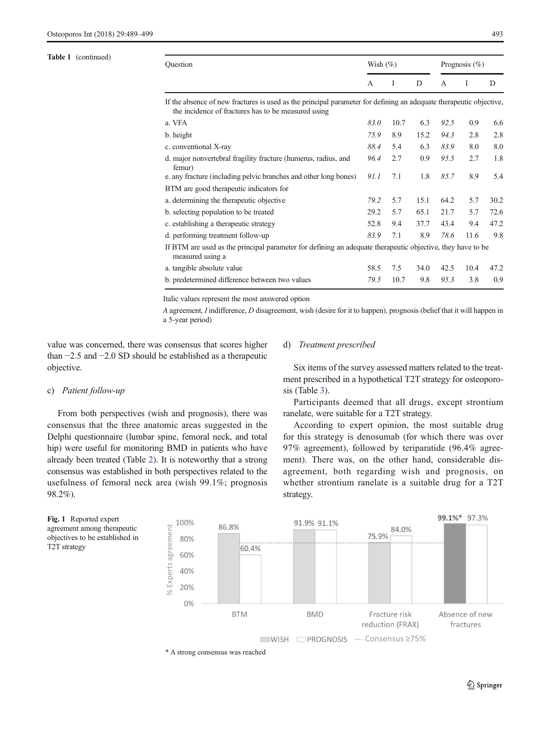**Table 1** (continued)

| Question | Wish (%) | | | Prognosis (%) | | |
|---|---|---|---|---|---|---|
| | A | I | D | A | I | D |
| If the absence of new fractures is used as the principal parameter for defining an adequate therapeutic objective, the incidence of fractures has to be measured using | | | | | | |
| a. VFA | *83.0* | 10.7 | 6.3 | *92.5* | 0.9 | 6.6 |
| b. height | *75.9* | 8.9 | 15.2 | *94.3* | 2.8 | 2.8 |
| c. conventional X-ray | *88.4* | 5.4 | 6.3 | *83.9* | 8.0 | 8.0 |
| d. major nonvertebral fragility fracture (humerus, radius, and femur) | *96.4* | 2.7 | 0.9 | *95.5* | 2.7 | 1.8 |
| e. any fracture (including pelvic branches and other long bones) | *91.1* | 7.1 | 1.8 | *85.7* | 8.9 | 5.4 |
| BTM are good therapeutic indicators for | | | | | | |
| a. determining the therapeutic objective | *79.2* | 5.7 | 15.1 | 64.2 | 5.7 | 30.2 |
| b. selecting population to be treated | 29.2 | 5.7 | 65.1 | 21.7 | 5.7 | 72.6 |
| c. establishing a therapeutic strategy | 52.8 | 9.4 | 37.7 | 43.4 | 9.4 | 47.2 |
| d. performing treatment follow-up | *83.9* | 7.1 | 8.9 | *78.6* | 11.6 | 9.8 |
| If BTM are used as the principal parameter for defining an adequate therapeutic objective, they have to be measured using a | | | | | | |
| a. tangible absolute value | 58.5 | 7.5 | 34.0 | 42.5 | 10.4 | 47.2 |
| b. predetermined difference between two values | *79.5* | 10.7 | 9.8 | *95.3* | 3.8 | 0.9 |

Italic values represent the most answered option

*A* agreement, *I* indifference, *D* disagreement, wish (desire for it to happen), prognosis (belief that it will happen in a 5-year period)

value was concerned, there was consensus that scores higher than −2.5 and −2.0 SD should be established as a therapeutic objective.

c) *Patient follow-up*

From both perspectives (wish and prognosis), there was consensus that the three anatomic areas suggested in the Delphi questionnaire (lumbar spine, femoral neck, and total hip) were useful for monitoring BMD in patients who have already been treated (Table 2). It is noteworthy that a strong consensus was established in both perspectives related to the usefulness of femoral neck area (wish 99.1%; prognosis 98.2%).

d) *Treatment prescribed*

Six items of the survey assessed matters related to the treatment prescribed in a hypothetical T2T strategy for osteoporosis (Table 3).

Participants deemed that all drugs, except strontium ranelate, were suitable for a T2T strategy.

According to expert opinion, the most suitable drug for this strategy is denosumab (for which there was over 97% agreement), followed by teriparatide (96.4% agreement). There was, on the other hand, considerable disagreement, both regarding wish and prognosis, on whether strontium ranelate is a suitable drug for a T2T strategy.

% Experts agreement
100%
80%
60%
40%
20%
0%
86.8% 60.4%
91.9% 91.1%
75.9% 84.0%
99.1%* 97.3%
BTM
BMD
Fracture risk reduction (FRAX)
Absence of new fractures
WISH PROGNOSIS Consensus ≥75%

**Fig. 1** Reported expert agreement among therapeutic objectives to be established in T2T strategy

\* A strong consensus was reached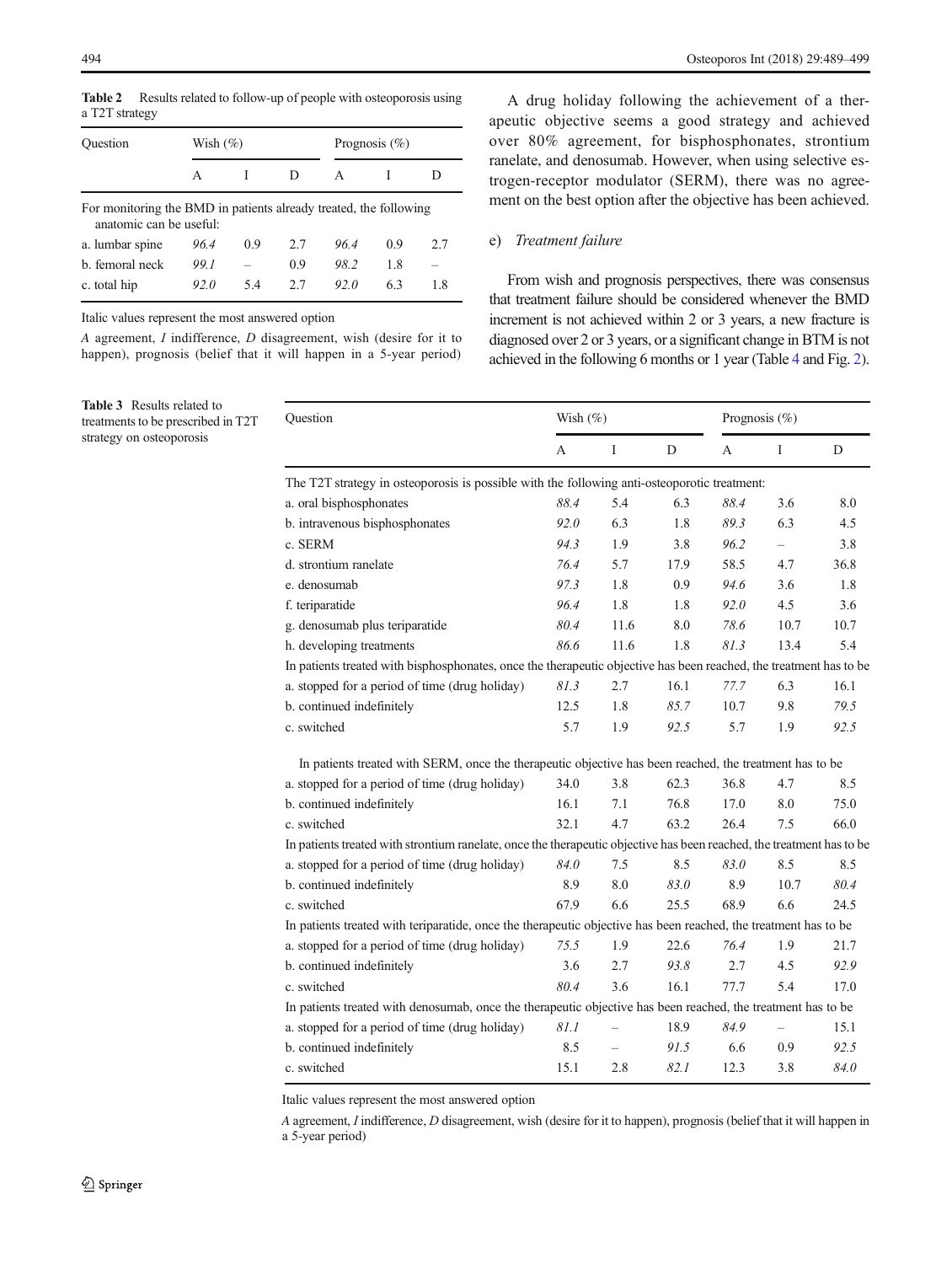**Table 2** Results related to follow-up of people with osteoporosis using a T2T strategy

| Question | Wish (%) | | | Prognosis (%) | | |
|---|---|---|---|---|---|---|
| | A | I | D | A | I | D |
| For monitoring the BMD in patients already treated, the following anatomic can be useful: | | | | | | |
| a. lumbar spine | *96.4* | 0.9 | 2.7 | *96.4* | 0.9 | 2.7 |
| b. femoral neck | *99.1* | – | 0.9 | *98.2* | 1.8 | – |
| c. total hip | *92.0* | 5.4 | 2.7 | *92.0* | 6.3 | 1.8 |

Italic values represent the most answered option

*A* agreement, *I* indifference, *D* disagreement, wish (desire for it to happen), prognosis (belief that it will happen in a 5-year period)

A drug holiday following the achievement of a therapeutic objective seems a good strategy and achieved over 80% agreement, for bisphosphonates, strontium ranelate, and denosumab. However, when using selective estrogen-receptor modulator (SERM), there was no agreement on the best option after the objective has been achieved.

e) *Treatment failure*

From wish and prognosis perspectives, there was consensus that treatment failure should be considered whenever the BMD increment is not achieved within 2 or 3 years, a new fracture is diagnosed over 2 or 3 years, or a significant change in BTM is not achieved in the following 6 months or 1 year (Table 4 and Fig. 2).

**Table 3** Results related to treatments to be prescribed in T2T strategy on osteoporosis

| Question | Wish (%) | | | Prognosis (%) | | |
|---|---|---|---|---|---|---|
| | A | I | D | A | I | D |
| The T2T strategy in osteoporosis is possible with the following anti-osteoporotic treatment: | | | | | | |
| a. oral bisphosphonates | *88.4* | 5.4 | 6.3 | *88.4* | 3.6 | 8.0 |
| b. intravenous bisphosphonates | *92.0* | 6.3 | 1.8 | *89.3* | 6.3 | 4.5 |
| c. SERM | *94.3* | 1.9 | 3.8 | *96.2* | – | 3.8 |
| d. strontium ranelate | *76.4* | 5.7 | 17.9 | 58.5 | 4.7 | 36.8 |
| e. denosumab | *97.3* | 1.8 | 0.9 | *94.6* | 3.6 | 1.8 |
| f. teriparatide | *96.4* | 1.8 | 1.8 | *92.0* | 4.5 | 3.6 |
| g. denosumab plus teriparatide | *80.4* | 11.6 | 8.0 | *78.6* | 10.7 | 10.7 |
| h. developing treatments | *86.6* | 11.6 | 1.8 | *81.3* | 13.4 | 5.4 |
| In patients treated with bisphosphonates, once the therapeutic objective has been reached, the treatment has to be | | | | | | |
| a. stopped for a period of time (drug holiday) | *81.3* | 2.7 | 16.1 | *77.7* | 6.3 | 16.1 |
| b. continued indefinitely | 12.5 | 1.8 | *85.7* | 10.7 | 9.8 | *79.5* |
| c. switched | 5.7 | 1.9 | *92.5* | 5.7 | 1.9 | *92.5* |
| In patients treated with SERM, once the therapeutic objective has been reached, the treatment has to be | | | | | | |
| a. stopped for a period of time (drug holiday) | 34.0 | 3.8 | 62.3 | 36.8 | 4.7 | 8.5 |
| b. continued indefinitely | 16.1 | 7.1 | 76.8 | 17.0 | 8.0 | 75.0 |
| c. switched | 32.1 | 4.7 | 63.2 | 26.4 | 7.5 | 66.0 |
| In patients treated with strontium ranelate, once the therapeutic objective has been reached, the treatment has to be | | | | | | |
| a. stopped for a period of time (drug holiday) | *84.0* | 7.5 | 8.5 | *83.0* | 8.5 | 8.5 |
| b. continued indefinitely | 8.9 | 8.0 | *83.0* | 8.9 | 10.7 | *80.4* |
| c. switched | 67.9 | 6.6 | 25.5 | 68.9 | 6.6 | 24.5 |
| In patients treated with teriparatide, once the therapeutic objective has been reached, the treatment has to be | | | | | | |
| a. stopped for a period of time (drug holiday) | *75.5* | 1.9 | 22.6 | *76.4* | 1.9 | 21.7 |
| b. continued indefinitely | 3.6 | 2.7 | *93.8* | 2.7 | 4.5 | *92.9* |
| c. switched | *80.4* | 3.6 | 16.1 | 77.7 | 5.4 | 17.0 |
| In patients treated with denosumab, once the therapeutic objective has been reached, the treatment has to be | | | | | | |
| a. stopped for a period of time (drug holiday) | *81.1* | – | 18.9 | *84.9* | – | 15.1 |
| b. continued indefinitely | 8.5 | – | *91.5* | 6.6 | 0.9 | *92.5* |
| c. switched | 15.1 | 2.8 | *82.1* | 12.3 | 3.8 | *84.0* |

Italic values represent the most answered option

*A* agreement, *I* indifference, *D* disagreement, wish (desire for it to happen), prognosis (belief that it will happen in a 5-year period)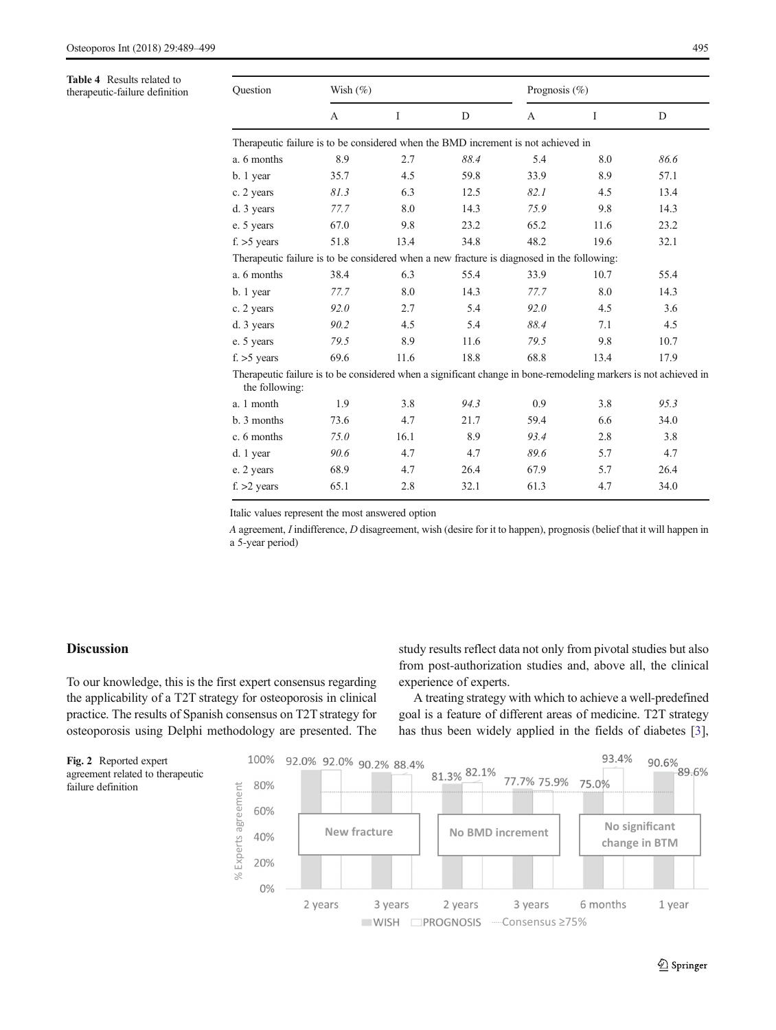**Table 4** Results related to therapeutic-failure definition

| Question | Wish (%) | | | Prognosis (%) | | |
|---|---|---|---|---|---|---|
| | A | I | D | A | I | D |
| Therapeutic failure is to be considered when the BMD increment is not achieved in | | | | | | |
| a. 6 months | 8.9 | 2.7 | *88.4* | 5.4 | 8.0 | *86.6* |
| b. 1 year | 35.7 | 4.5 | 59.8 | 33.9 | 8.9 | 57.1 |
| c. 2 years | *81.3* | 6.3 | 12.5 | *82.1* | 4.5 | 13.4 |
| d. 3 years | *77.7* | 8.0 | 14.3 | *75.9* | 9.8 | 14.3 |
| e. 5 years | 67.0 | 9.8 | 23.2 | 65.2 | 11.6 | 23.2 |
| f. >5 years | 51.8 | 13.4 | 34.8 | 48.2 | 19.6 | 32.1 |
| Therapeutic failure is to be considered when a new fracture is diagnosed in the following: | | | | | | |
| a. 6 months | 38.4 | 6.3 | 55.4 | 33.9 | 10.7 | 55.4 |
| b. 1 year | *77.7* | 8.0 | 14.3 | *77.7* | 8.0 | 14.3 |
| c. 2 years | *92.0* | 2.7 | 5.4 | *92.0* | 4.5 | 3.6 |
| d. 3 years | *90.2* | 4.5 | 5.4 | *88.4* | 7.1 | 4.5 |
| e. 5 years | *79.5* | 8.9 | 11.6 | *79.5* | 9.8 | 10.7 |
| f. >5 years | 69.6 | 11.6 | 18.8 | 68.8 | 13.4 | 17.9 |
| Therapeutic failure is to be considered when a significant change in bone-remodeling markers is not achieved in the following: | | | | | | |
| a. 1 month | 1.9 | 3.8 | *94.3* | 0.9 | 3.8 | *95.3* |
| b. 3 months | 73.6 | 4.7 | 21.7 | 59.4 | 6.6 | 34.0 |
| c. 6 months | *75.0* | 16.1 | 8.9 | *93.4* | 2.8 | 3.8 |
| d. 1 year | *90.6* | 4.7 | 4.7 | *89.6* | 5.7 | 4.7 |
| e. 2 years | 68.9 | 4.7 | 26.4 | 67.9 | 5.7 | 26.4 |
| f. >2 years | 65.1 | 2.8 | 32.1 | 61.3 | 4.7 | 34.0 |

Italic values represent the most answered option

*A* agreement, *I* indifference, *D* disagreement, wish (desire for it to happen), prognosis (belief that it will happen in a 5-year period)

## Discussion

To our knowledge, this is the first expert consensus regarding the applicability of a T2T strategy for osteoporosis in clinical practice. The results of Spanish consensus on T2T strategy for osteoporosis using Delphi methodology are presented. The study results reflect data not only from pivotal studies but also from post-authorization studies and, above all, the clinical experience of experts.

A treating strategy with which to achieve a well-predefined goal is a feature of different areas of medicine. T2T strategy has thus been widely applied in the fields of diabetes [3],

100%
80%
60%
40%
20%
0%
% Experts agreement
92.0% 92.0% 90.2% 88.4%
81.3% 82.1%
77.7% 75.9%
75.0%
93.4%
90.6%
89.6%
New fracture
No BMD increment
No significant change in BTM
2 years
3 years
2 years
3 years
6 months
1 year
WISH
PROGNOSIS
Consensus ≥75%

**Fig. 2** Reported expert agreement related to therapeutic failure definition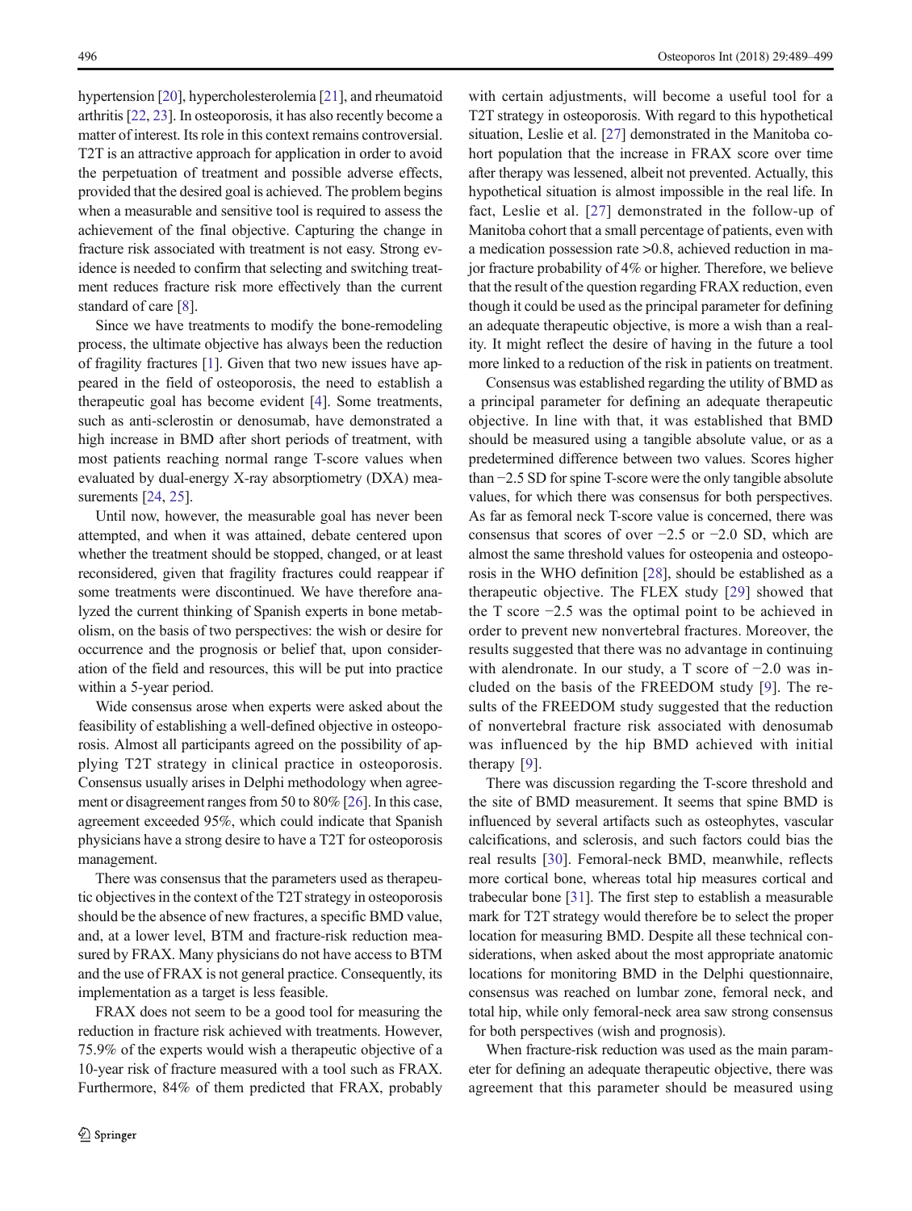hypertension [20], hypercholesterolemia [21], and rheumatoid arthritis [22, 23]. In osteoporosis, it has also recently become a matter of interest. Its role in this context remains controversial. T2T is an attractive approach for application in order to avoid the perpetuation of treatment and possible adverse effects, provided that the desired goal is achieved. The problem begins when a measurable and sensitive tool is required to assess the achievement of the final objective. Capturing the change in fracture risk associated with treatment is not easy. Strong evidence is needed to confirm that selecting and switching treatment reduces fracture risk more effectively than the current standard of care [8].

Since we have treatments to modify the bone-remodeling process, the ultimate objective has always been the reduction of fragility fractures [1]. Given that two new issues have appeared in the field of osteoporosis, the need to establish a therapeutic goal has become evident [4]. Some treatments, such as anti-sclerostin or denosumab, have demonstrated a high increase in BMD after short periods of treatment, with most patients reaching normal range T-score values when evaluated by dual-energy X-ray absorptiometry (DXA) measurements [24, 25].

Until now, however, the measurable goal has never been attempted, and when it was attained, debate centered upon whether the treatment should be stopped, changed, or at least reconsidered, given that fragility fractures could reappear if some treatments were discontinued. We have therefore analyzed the current thinking of Spanish experts in bone metabolism, on the basis of two perspectives: the wish or desire for occurrence and the prognosis or belief that, upon consideration of the field and resources, this will be put into practice within a 5-year period.

Wide consensus arose when experts were asked about the feasibility of establishing a well-defined objective in osteoporosis. Almost all participants agreed on the possibility of applying T2T strategy in clinical practice in osteoporosis. Consensus usually arises in Delphi methodology when agreement or disagreement ranges from 50 to 80% [26]. In this case, agreement exceeded 95%, which could indicate that Spanish physicians have a strong desire to have a T2T for osteoporosis management.

There was consensus that the parameters used as therapeutic objectives in the context of the T2T strategy in osteoporosis should be the absence of new fractures, a specific BMD value, and, at a lower level, BTM and fracture-risk reduction measured by FRAX. Many physicians do not have access to BTM and the use of FRAX is not general practice. Consequently, its implementation as a target is less feasible.

FRAX does not seem to be a good tool for measuring the reduction in fracture risk achieved with treatments. However, 75.9% of the experts would wish a therapeutic objective of a 10-year risk of fracture measured with a tool such as FRAX. Furthermore, 84% of them predicted that FRAX, probably with certain adjustments, will become a useful tool for a T2T strategy in osteoporosis. With regard to this hypothetical situation, Leslie et al. [27] demonstrated in the Manitoba cohort population that the increase in FRAX score over time after therapy was lessened, albeit not prevented. Actually, this hypothetical situation is almost impossible in the real life. In fact, Leslie et al. [27] demonstrated in the follow-up of Manitoba cohort that a small percentage of patients, even with a medication possession rate >0.8, achieved reduction in major fracture probability of 4% or higher. Therefore, we believe that the result of the question regarding FRAX reduction, even though it could be used as the principal parameter for defining an adequate therapeutic objective, is more a wish than a reality. It might reflect the desire of having in the future a tool more linked to a reduction of the risk in patients on treatment.

Consensus was established regarding the utility of BMD as a principal parameter for defining an adequate therapeutic objective. In line with that, it was established that BMD should be measured using a tangible absolute value, or as a predetermined difference between two values. Scores higher than −2.5 SD for spine T-score were the only tangible absolute values, for which there was consensus for both perspectives. As far as femoral neck T-score value is concerned, there was consensus that scores of over −2.5 or −2.0 SD, which are almost the same threshold values for osteopenia and osteoporosis in the WHO definition [28], should be established as a therapeutic objective. The FLEX study [29] showed that the T score −2.5 was the optimal point to be achieved in order to prevent new nonvertebral fractures. Moreover, the results suggested that there was no advantage in continuing with alendronate. In our study, a T score of −2.0 was included on the basis of the FREEDOM study [9]. The results of the FREEDOM study suggested that the reduction of nonvertebral fracture risk associated with denosumab was influenced by the hip BMD achieved with initial therapy [9].

There was discussion regarding the T-score threshold and the site of BMD measurement. It seems that spine BMD is influenced by several artifacts such as osteophytes, vascular calcifications, and sclerosis, and such factors could bias the real results [30]. Femoral-neck BMD, meanwhile, reflects more cortical bone, whereas total hip measures cortical and trabecular bone [31]. The first step to establish a measurable mark for T2T strategy would therefore be to select the proper location for measuring BMD. Despite all these technical considerations, when asked about the most appropriate anatomic locations for monitoring BMD in the Delphi questionnaire, consensus was reached on lumbar zone, femoral neck, and total hip, while only femoral-neck area saw strong consensus for both perspectives (wish and prognosis).

When fracture-risk reduction was used as the main parameter for defining an adequate therapeutic objective, there was agreement that this parameter should be measured using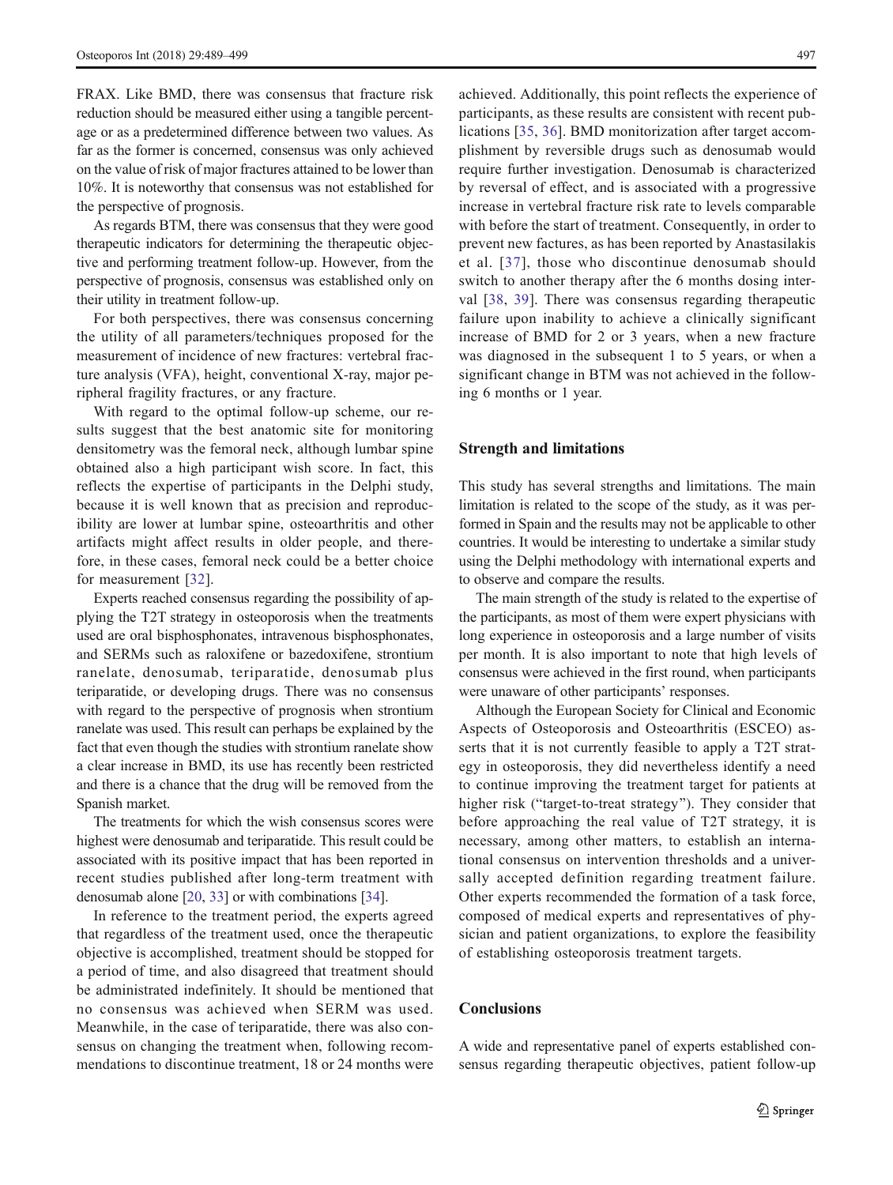FRAX. Like BMD, there was consensus that fracture risk reduction should be measured either using a tangible percentage or as a predetermined difference between two values. As far as the former is concerned, consensus was only achieved on the value of risk of major fractures attained to be lower than 10%. It is noteworthy that consensus was not established for the perspective of prognosis.

As regards BTM, there was consensus that they were good therapeutic indicators for determining the therapeutic objective and performing treatment follow-up. However, from the perspective of prognosis, consensus was established only on their utility in treatment follow-up.

For both perspectives, there was consensus concerning the utility of all parameters/techniques proposed for the measurement of incidence of new fractures: vertebral fracture analysis (VFA), height, conventional X-ray, major peripheral fragility fractures, or any fracture.

With regard to the optimal follow-up scheme, our results suggest that the best anatomic site for monitoring densitometry was the femoral neck, although lumbar spine obtained also a high participant wish score. In fact, this reflects the expertise of participants in the Delphi study, because it is well known that as precision and reproducibility are lower at lumbar spine, osteoarthritis and other artifacts might affect results in older people, and therefore, in these cases, femoral neck could be a better choice for measurement [32].

Experts reached consensus regarding the possibility of applying the T2T strategy in osteoporosis when the treatments used are oral bisphosphonates, intravenous bisphosphonates, and SERMs such as raloxifene or bazedoxifene, strontium ranelate, denosumab, teriparatide, denosumab plus teriparatide, or developing drugs. There was no consensus with regard to the perspective of prognosis when strontium ranelate was used. This result can perhaps be explained by the fact that even though the studies with strontium ranelate show a clear increase in BMD, its use has recently been restricted and there is a chance that the drug will be removed from the Spanish market.

The treatments for which the wish consensus scores were highest were denosumab and teriparatide. This result could be associated with its positive impact that has been reported in recent studies published after long-term treatment with denosumab alone [20, 33] or with combinations [34].

In reference to the treatment period, the experts agreed that regardless of the treatment used, once the therapeutic objective is accomplished, treatment should be stopped for a period of time, and also disagreed that treatment should be administrated indefinitely. It should be mentioned that no consensus was achieved when SERM was used. Meanwhile, in the case of teriparatide, there was also consensus on changing the treatment when, following recommendations to discontinue treatment, 18 or 24 months were achieved. Additionally, this point reflects the experience of participants, as these results are consistent with recent publications [35, 36]. BMD monitorization after target accomplishment by reversible drugs such as denosumab would require further investigation. Denosumab is characterized by reversal of effect, and is associated with a progressive increase in vertebral fracture risk rate to levels comparable with before the start of treatment. Consequently, in order to prevent new factures, as has been reported by Anastasilakis et al. [37], those who discontinue denosumab should switch to another therapy after the 6 months dosing interval [38, 39]. There was consensus regarding therapeutic failure upon inability to achieve a clinically significant increase of BMD for 2 or 3 years, when a new fracture was diagnosed in the subsequent 1 to 5 years, or when a significant change in BTM was not achieved in the following 6 months or 1 year.

## Strength and limitations

This study has several strengths and limitations. The main limitation is related to the scope of the study, as it was performed in Spain and the results may not be applicable to other countries. It would be interesting to undertake a similar study using the Delphi methodology with international experts and to observe and compare the results.

The main strength of the study is related to the expertise of the participants, as most of them were expert physicians with long experience in osteoporosis and a large number of visits per month. It is also important to note that high levels of consensus were achieved in the first round, when participants were unaware of other participants' responses.

Although the European Society for Clinical and Economic Aspects of Osteoporosis and Osteoarthritis (ESCEO) asserts that it is not currently feasible to apply a T2T strategy in osteoporosis, they did nevertheless identify a need to continue improving the treatment target for patients at higher risk ("target-to-treat strategy"). They consider that before approaching the real value of T2T strategy, it is necessary, among other matters, to establish an international consensus on intervention thresholds and a universally accepted definition regarding treatment failure. Other experts recommended the formation of a task force, composed of medical experts and representatives of physician and patient organizations, to explore the feasibility of establishing osteoporosis treatment targets.

## Conclusions

A wide and representative panel of experts established consensus regarding therapeutic objectives, patient follow-up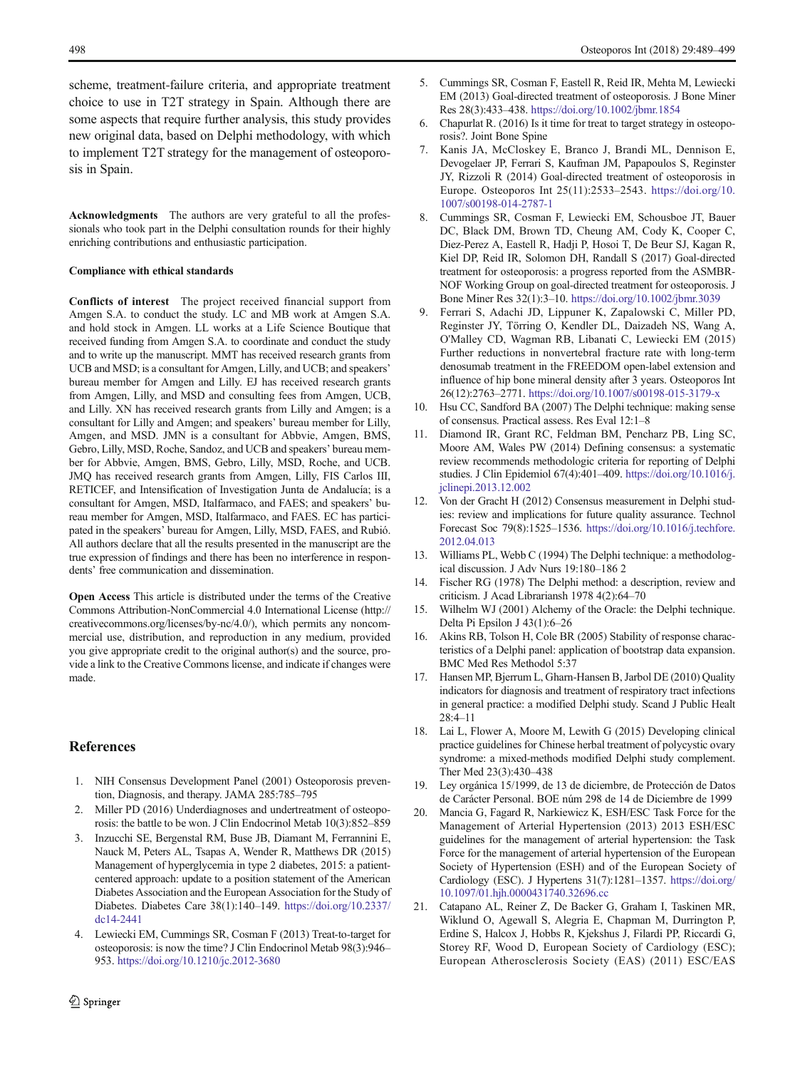scheme, treatment-failure criteria, and appropriate treatment choice to use in T2T strategy in Spain. Although there are some aspects that require further analysis, this study provides new original data, based on Delphi methodology, with which to implement T2T strategy for the management of osteoporosis in Spain.

**Acknowledgments** The authors are very grateful to all the professionals who took part in the Delphi consultation rounds for their highly enriching contributions and enthusiastic participation.

#### Compliance with ethical standards

**Conflicts of interest** The project received financial support from Amgen S.A. to conduct the study. LC and MB work at Amgen S.A. and hold stock in Amgen. LL works at a Life Science Boutique that received funding from Amgen S.A. to coordinate and conduct the study and to write up the manuscript. MMT has received research grants from UCB and MSD; is a consultant for Amgen, Lilly, and UCB; and speakers' bureau member for Amgen and Lilly. EJ has received research grants from Amgen, Lilly, and MSD and consulting fees from Amgen, UCB, and Lilly. XN has received research grants from Lilly and Amgen; is a consultant for Lilly and Amgen; and speakers' bureau member for Lilly, Amgen, and MSD. JMN is a consultant for Abbvie, Amgen, BMS, Gebro, Lilly, MSD, Roche, Sandoz, and UCB and speakers' bureau member for Abbvie, Amgen, BMS, Gebro, Lilly, MSD, Roche, and UCB. JMQ has received research grants from Amgen, Lilly, FIS Carlos III, RETICEF, and Intensification of Investigation Junta de Andalucía; is a consultant for Amgen, MSD, Italfarmaco, and FAES; and speakers' bureau member for Amgen, MSD, Italfarmaco, and FAES. EC has participated in the speakers' bureau for Amgen, Lilly, MSD, FAES, and Rubió. All authors declare that all the results presented in the manuscript are the true expression of findings and there has been no interference in respondents' free communication and dissemination.

**Open Access** This article is distributed under the terms of the Creative Commons Attribution-NonCommercial 4.0 International License (http://creativecommons.org/licenses/by-nc/4.0/), which permits any noncommercial use, distribution, and reproduction in any medium, provided you give appropriate credit to the original author(s) and the source, provide a link to the Creative Commons license, and indicate if changes were made.

## References

1. NIH Consensus Development Panel (2001) Osteoporosis prevention, Diagnosis, and therapy. JAMA 285:785–795
2. Miller PD (2016) Underdiagnoses and undertreatment of osteoporosis: the battle to be won. J Clin Endocrinol Metab 10(3):852–859
3. Inzucchi SE, Bergenstal RM, Buse JB, Diamant M, Ferrannini E, Nauck M, Peters AL, Tsapas A, Wender R, Matthews DR (2015) Management of hyperglycemia in type 2 diabetes, 2015: a patient-centered approach: update to a position statement of the American Diabetes Association and the European Association for the Study of Diabetes. Diabetes Care 38(1):140–149. https://doi.org/10.2337/dc14-2441
4. Lewiecki EM, Cummings SR, Cosman F (2013) Treat-to-target for osteoporosis: is now the time? J Clin Endocrinol Metab 98(3):946–953. https://doi.org/10.1210/jc.2012-3680
5. Cummings SR, Cosman F, Eastell R, Reid IR, Mehta M, Lewiecki EM (2013) Goal-directed treatment of osteoporosis. J Bone Miner Res 28(3):433–438. https://doi.org/10.1002/jbmr.1854
6. Chapurlat R. (2016) Is it time for treat to target strategy in osteoporosis?. Joint Bone Spine
7. Kanis JA, McCloskey E, Branco J, Brandi ML, Dennison E, Devogelaer JP, Ferrari S, Kaufman JM, Papapoulos S, Reginster JY, Rizzoli R (2014) Goal-directed treatment of osteoporosis in Europe. Osteoporos Int 25(11):2533–2543. https://doi.org/10.1007/s00198-014-2787-1
8. Cummings SR, Cosman F, Lewiecki EM, Schousboe JT, Bauer DC, Black DM, Brown TD, Cheung AM, Cody K, Cooper C, Diez-Perez A, Eastell R, Hadji P, Hosoi T, De Beur SJ, Kagan R, Kiel DP, Reid IR, Solomon DH, Randall S (2017) Goal-directed treatment for osteoporosis: a progress reported from the ASMBR-NOF Working Group on goal-directed treatment for osteoporosis. J Bone Miner Res 32(1):3–10. https://doi.org/10.1002/jbmr.3039
9. Ferrari S, Adachi JD, Lippuner K, Zapalowski C, Miller PD, Reginster JY, Törring O, Kendler DL, Daizadeh NS, Wang A, O'Malley CD, Wagman RB, Libanati C, Lewiecki EM (2015) Further reductions in nonvertebral fracture rate with long-term denosumab treatment in the FREEDOM open-label extension and influence of hip bone mineral density after 3 years. Osteoporos Int 26(12):2763–2771. https://doi.org/10.1007/s00198-015-3179-x
10. Hsu CC, Sandford BA (2007) The Delphi technique: making sense of consensus. Practical assess. Res Eval 12:1–8
11. Diamond IR, Grant RC, Feldman BM, Pencharz PB, Ling SC, Moore AM, Wales PW (2014) Defining consensus: a systematic review recommends methodologic criteria for reporting of Delphi studies. J Clin Epidemiol 67(4):401–409. https://doi.org/10.1016/j.jclinepi.2013.12.002
12. Von der Gracht H (2012) Consensus measurement in Delphi studies: review and implications for future quality assurance. Technol Forecast Soc 79(8):1525–1536. https://doi.org/10.1016/j.techfore.2012.04.013
13. Williams PL, Webb C (1994) The Delphi technique: a methodological discussion. J Adv Nurs 19:180–186 2
14. Fischer RG (1978) The Delphi method: a description, review and criticism. J Acad Librariansh 1978 4(2):64–70
15. Wilhelm WJ (2001) Alchemy of the Oracle: the Delphi technique. Delta Pi Epsilon J 43(1):6–26
16. Akins RB, Tolson H, Cole BR (2005) Stability of response characteristics of a Delphi panel: application of bootstrap data expansion. BMC Med Res Methodol 5:37
17. Hansen MP, Bjerrum L, Gharn-Hansen B, Jarbol DE (2010) Quality indicators for diagnosis and treatment of respiratory tract infections in general practice: a modified Delphi study. Scand J Public Healt 28:4–11
18. Lai L, Flower A, Moore M, Lewith G (2015) Developing clinical practice guidelines for Chinese herbal treatment of polycystic ovary syndrome: a mixed-methods modified Delphi study complement. Ther Med 23(3):430–438
19. Ley orgánica 15/1999, de 13 de diciembre, de Protección de Datos de Carácter Personal. BOE núm 298 de 14 de Diciembre de 1999
20. Mancia G, Fagard R, Narkiewicz K, ESH/ESC Task Force for the Management of Arterial Hypertension (2013) 2013 ESH/ESC guidelines for the management of arterial hypertension: the Task Force for the management of arterial hypertension of the European Society of Hypertension (ESH) and of the European Society of Cardiology (ESC). J Hypertens 31(7):1281–1357. https://doi.org/10.1097/01.hjh.0000431740.32696.cc
21. Catapano AL, Reiner Z, De Backer G, Graham I, Taskinen MR, Wiklund O, Agewall S, Alegria E, Chapman M, Durrington P, Erdine S, Halcox J, Hobbs R, Kjekshus J, Filardi PP, Riccardi G, Storey RF, Wood D, European Society of Cardiology (ESC); European Atherosclerosis Society (EAS) (2011) ESC/EAS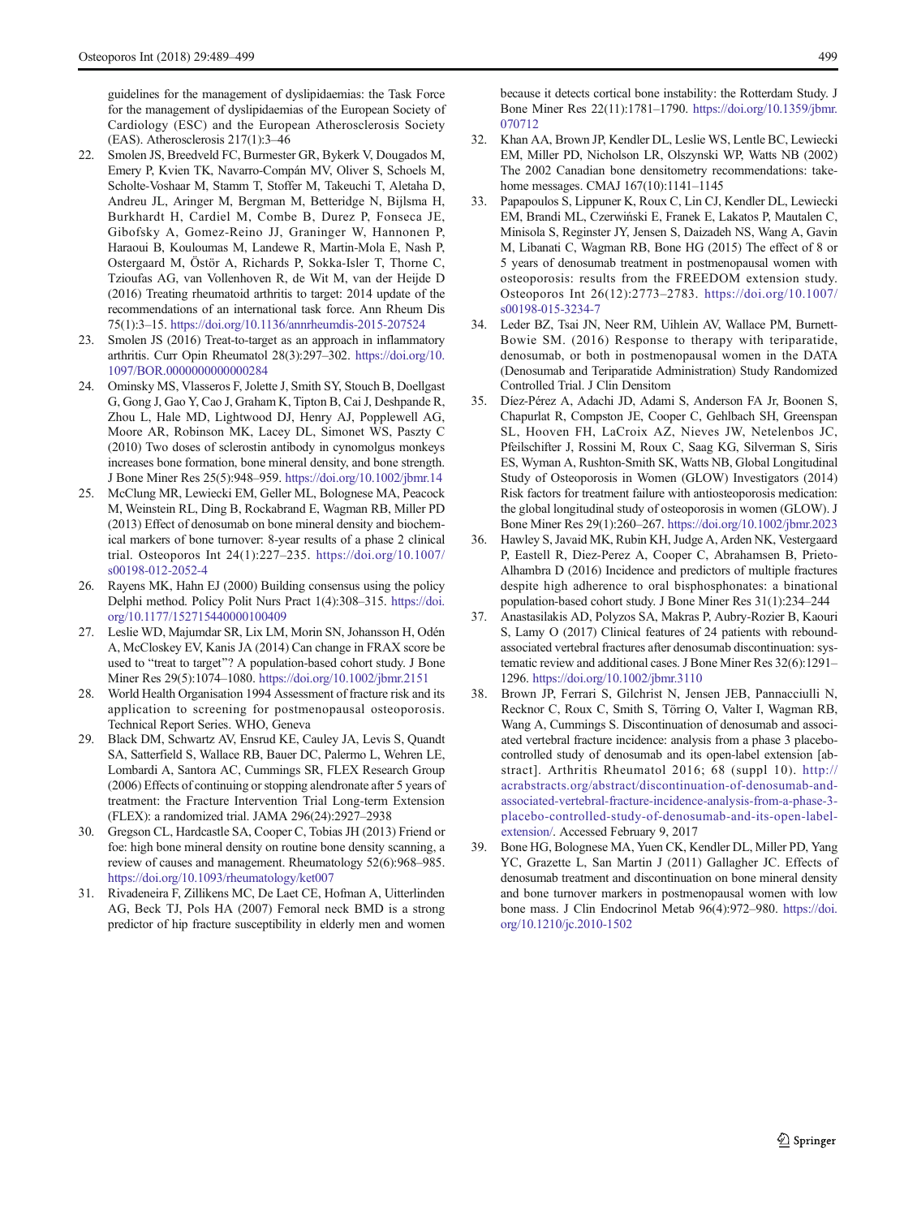guidelines for the management of dyslipidaemias: the Task Force for the management of dyslipidaemias of the European Society of Cardiology (ESC) and the European Atherosclerosis Society (EAS). Atherosclerosis 217(1):3–46

22. Smolen JS, Breedveld FC, Burmester GR, Bykerk V, Dougados M, Emery P, Kvien TK, Navarro-Compán MV, Oliver S, Schoels M, Scholte-Voshaar M, Stamm T, Stoffer M, Takeuchi T, Aletaha D, Andreu JL, Aringer M, Bergman M, Betteridge N, Bijlsma H, Burkhardt H, Cardiel M, Combe B, Durez P, Fonseca JE, Gibofsky A, Gomez-Reino JJ, Graninger W, Hannonen P, Haraoui B, Kouloumas M, Landewe R, Martin-Mola E, Nash P, Ostergaard M, Östör A, Richards P, Sokka-Isler T, Thorne C, Tzioufas AG, van Vollenhoven R, de Wit M, van der Heijde D (2016) Treating rheumatoid arthritis to target: 2014 update of the recommendations of an international task force. Ann Rheum Dis 75(1):3–15. https://doi.org/10.1136/annrheumdis-2015-207524
23. Smolen JS (2016) Treat-to-target as an approach in inflammatory arthritis. Curr Opin Rheumatol 28(3):297–302. https://doi.org/10.1097/BOR.0000000000000284
24. Ominsky MS, Vlasseros F, Jolette J, Smith SY, Stouch B, Doellgast G, Gong J, Gao Y, Cao J, Graham K, Tipton B, Cai J, Deshpande R, Zhou L, Hale MD, Lightwood DJ, Henry AJ, Popplewell AG, Moore AR, Robinson MK, Lacey DL, Simonet WS, Paszty C (2010) Two doses of sclerostin antibody in cynomolgus monkeys increases bone formation, bone mineral density, and bone strength. J Bone Miner Res 25(5):948–959. https://doi.org/10.1002/jbmr.14
25. McClung MR, Lewiecki EM, Geller ML, Bolognese MA, Peacock M, Weinstein RL, Ding B, Rockabrand E, Wagman RB, Miller PD (2013) Effect of denosumab on bone mineral density and biochemical markers of bone turnover: 8-year results of a phase 2 clinical trial. Osteoporos Int 24(1):227–235. https://doi.org/10.1007/s00198-012-2052-4
26. Rayens MK, Hahn EJ (2000) Building consensus using the policy Delphi method. Policy Polit Nurs Pract 1(4):308–315. https://doi.org/10.1177/152715440000100409
27. Leslie WD, Majumdar SR, Lix LM, Morin SN, Johansson H, Odén A, McCloskey EV, Kanis JA (2014) Can change in FRAX score be used to "treat to target"? A population-based cohort study. J Bone Miner Res 29(5):1074–1080. https://doi.org/10.1002/jbmr.2151
28. World Health Organisation 1994 Assessment of fracture risk and its application to screening for postmenopausal osteoporosis. Technical Report Series. WHO, Geneva
29. Black DM, Schwartz AV, Ensrud KE, Cauley JA, Levis S, Quandt SA, Satterfield S, Wallace RB, Bauer DC, Palermo L, Wehren LE, Lombardi A, Santora AC, Cummings SR, FLEX Research Group (2006) Effects of continuing or stopping alendronate after 5 years of treatment: the Fracture Intervention Trial Long-term Extension (FLEX): a randomized trial. JAMA 296(24):2927–2938
30. Gregson CL, Hardcastle SA, Cooper C, Tobias JH (2013) Friend or foe: high bone mineral density on routine bone density scanning, a review of causes and management. Rheumatology 52(6):968–985. https://doi.org/10.1093/rheumatology/ket007
31. Rivadeneira F, Zillikens MC, De Laet CE, Hofman A, Uitterlinden AG, Beck TJ, Pols HA (2007) Femoral neck BMD is a strong predictor of hip fracture susceptibility in elderly men and women because it detects cortical bone instability: the Rotterdam Study. J Bone Miner Res 22(11):1781–1790. https://doi.org/10.1359/jbmr.070712
32. Khan AA, Brown JP, Kendler DL, Leslie WS, Lentle BC, Lewiecki EM, Miller PD, Nicholson LR, Olszynski WP, Watts NB (2002) The 2002 Canadian bone densitometry recommendations: take-home messages. CMAJ 167(10):1141–1145
33. Papapoulos S, Lippuner K, Roux C, Lin CJ, Kendler DL, Lewiecki EM, Brandi ML, Czerwiński E, Franek E, Lakatos P, Mautalen C, Minisola S, Reginster JY, Jensen S, Daizadeh NS, Wang A, Gavin M, Libanati C, Wagman RB, Bone HG (2015) The effect of 8 or 5 years of denosumab treatment in postmenopausal women with osteoporosis: results from the FREEDOM extension study. Osteoporos Int 26(12):2773–2783. https://doi.org/10.1007/s00198-015-3234-7
34. Leder BZ, Tsai JN, Neer RM, Uihlein AV, Wallace PM, Burnett-Bowie SM. (2016) Response to therapy with teriparatide, denosumab, or both in postmenopausal women in the DATA (Denosumab and Teriparatide Administration) Study Randomized Controlled Trial. J Clin Densitom
35. Díez-Pérez A, Adachi JD, Adami S, Anderson FA Jr, Boonen S, Chapurlat R, Compston JE, Cooper C, Gehlbach SH, Greenspan SL, Hooven FH, LaCroix AZ, Nieves JW, Netelenbos JC, Pfeilschifter J, Rossini M, Roux C, Saag KG, Silverman S, Siris ES, Wyman A, Rushton-Smith SK, Watts NB, Global Longitudinal Study of Osteoporosis in Women (GLOW) Investigators (2014) Risk factors for treatment failure with antiosteoporosis medication: the global longitudinal study of osteoporosis in women (GLOW). J Bone Miner Res 29(1):260–267. https://doi.org/10.1002/jbmr.2023
36. Hawley S, Javaid MK, Rubin KH, Judge A, Arden NK, Vestergaard P, Eastell R, Diez-Perez A, Cooper C, Abrahamsen B, Prieto-Alhambra D (2016) Incidence and predictors of multiple fractures despite high adherence to oral bisphosphonates: a binational population-based cohort study. J Bone Miner Res 31(1):234–244
37. Anastasilakis AD, Polyzos SA, Makras P, Aubry-Rozier B, Kaouri S, Lamy O (2017) Clinical features of 24 patients with rebound-associated vertebral fractures after denosumab discontinuation: systematic review and additional cases. J Bone Miner Res 32(6):1291–1296. https://doi.org/10.1002/jbmr.3110
38. Brown JP, Ferrari S, Gilchrist N, Jensen JEB, Pannacciulli N, Recknor C, Roux C, Smith S, Törring O, Valter I, Wagman RB, Wang A, Cummings S. Discontinuation of denosumab and associated vertebral fracture incidence: analysis from a phase 3 placebo-controlled study of denosumab and its open-label extension [abstract]. Arthritis Rheumatol 2016; 68 (suppl 10). http://acrabstracts.org/abstract/discontinuation-of-denosumab-and-associated-vertebral-fracture-incidence-analysis-from-a-phase-3-placebo-controlled-study-of-denosumab-and-its-open-label-extension/. Accessed February 9, 2017
39. Bone HG, Bolognese MA, Yuen CK, Kendler DL, Miller PD, Yang YC, Grazette L, San Martin J (2011) Gallagher JC. Effects of denosumab treatment and discontinuation on bone mineral density and bone turnover markers in postmenopausal women with low bone mass. J Clin Endocrinol Metab 96(4):972–980. https://doi.org/10.1210/jc.2010-1502